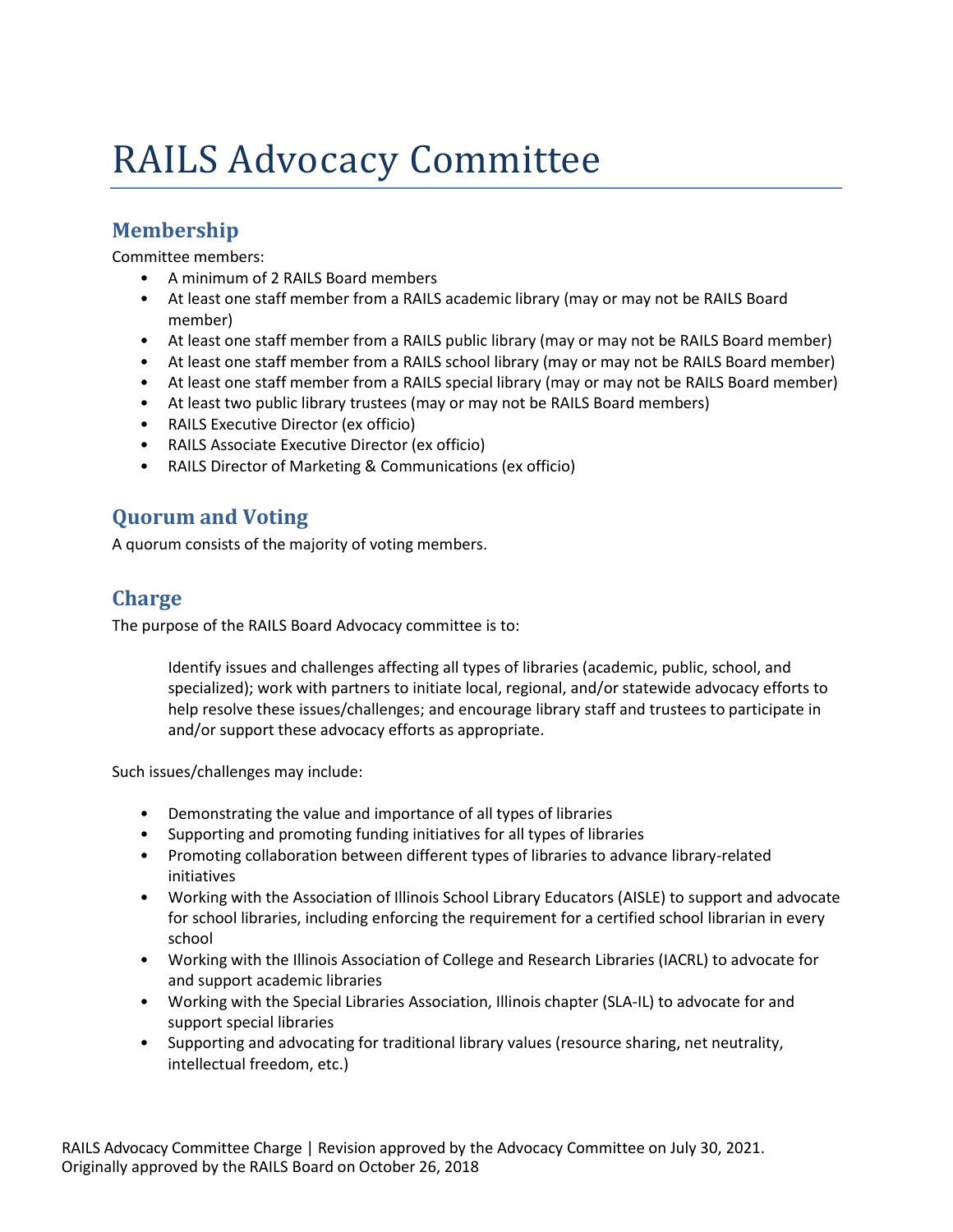# RAILS Advocacy Committee

## Membership

Committee members:

- A minimum of 2 RAILS Board members
- At least one staff member from a RAILS academic library (may or may not be RAILS Board member)
- At least one staff member from a RAILS public library (may or may not be RAILS Board member)
- At least one staff member from a RAILS school library (may or may not be RAILS Board member)
- At least one staff member from a RAILS special library (may or may not be RAILS Board member)
- At least two public library trustees (may or may not be RAILS Board members)
- RAILS Executive Director (ex officio)
- RAILS Associate Executive Director (ex officio)
- RAILS Director of Marketing & Communications (ex officio)

## Quorum and Voting

A quorum consists of the majority of voting members.

## Charge

The purpose of the RAILS Board Advocacy committee is to:

> Identify issues and challenges affecting all types of libraries (academic, public, school, and specialized); work with partners to initiate local, regional, and/or statewide advocacy efforts to help resolve these issues/challenges; and encourage library staff and trustees to participate in and/or support these advocacy efforts as appropriate.

Such issues/challenges may include:

- Demonstrating the value and importance of all types of libraries
- Supporting and promoting funding initiatives for all types of libraries
- Promoting collaboration between different types of libraries to advance library-related initiatives
- Working with the Association of Illinois School Library Educators (AISLE) to support and advocate for school libraries, including enforcing the requirement for a certified school librarian in every school
- Working with the Illinois Association of College and Research Libraries (IACRL) to advocate for and support academic libraries
- Working with the Special Libraries Association, Illinois chapter (SLA-IL) to advocate for and support special libraries
- Supporting and advocating for traditional library values (resource sharing, net neutrality, intellectual freedom, etc.)

RAILS Advocacy Committee Charge | Revision approved by the Advocacy Committee on July 30, 2021. Originally approved by the RAILS Board on October 26, 2018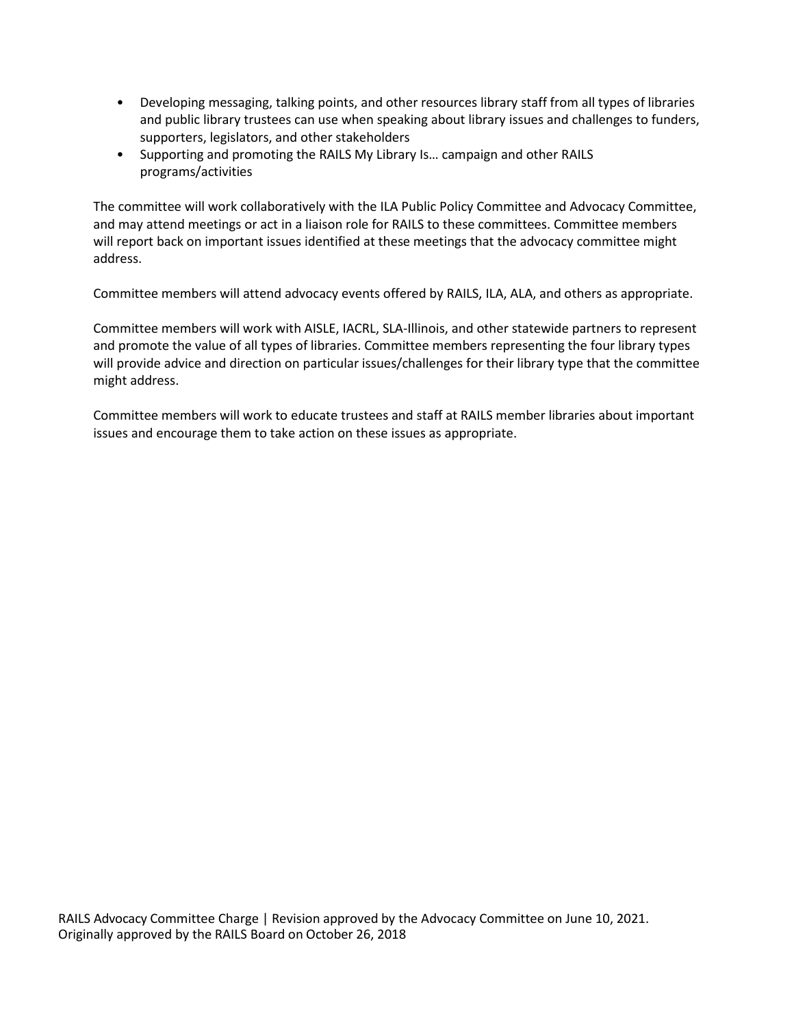- Developing messaging, talking points, and other resources library staff from all types of libraries and public library trustees can use when speaking about library issues and challenges to funders, supporters, legislators, and other stakeholders
- Supporting and promoting the RAILS My Library Is… campaign and other RAILS programs/activities

The committee will work collaboratively with the ILA Public Policy Committee and Advocacy Committee, and may attend meetings or act in a liaison role for RAILS to these committees. Committee members will report back on important issues identified at these meetings that the advocacy committee might address.

Committee members will attend advocacy events offered by RAILS, ILA, ALA, and others as appropriate.

Committee members will work with AISLE, IACRL, SLA-Illinois, and other statewide partners to represent and promote the value of all types of libraries. Committee members representing the four library types will provide advice and direction on particular issues/challenges for their library type that the committee might address.

Committee members will work to educate trustees and staff at RAILS member libraries about important issues and encourage them to take action on these issues as appropriate.

RAILS Advocacy Committee Charge | Revision approved by the Advocacy Committee on June 10, 2021.
Originally approved by the RAILS Board on October 26, 2018